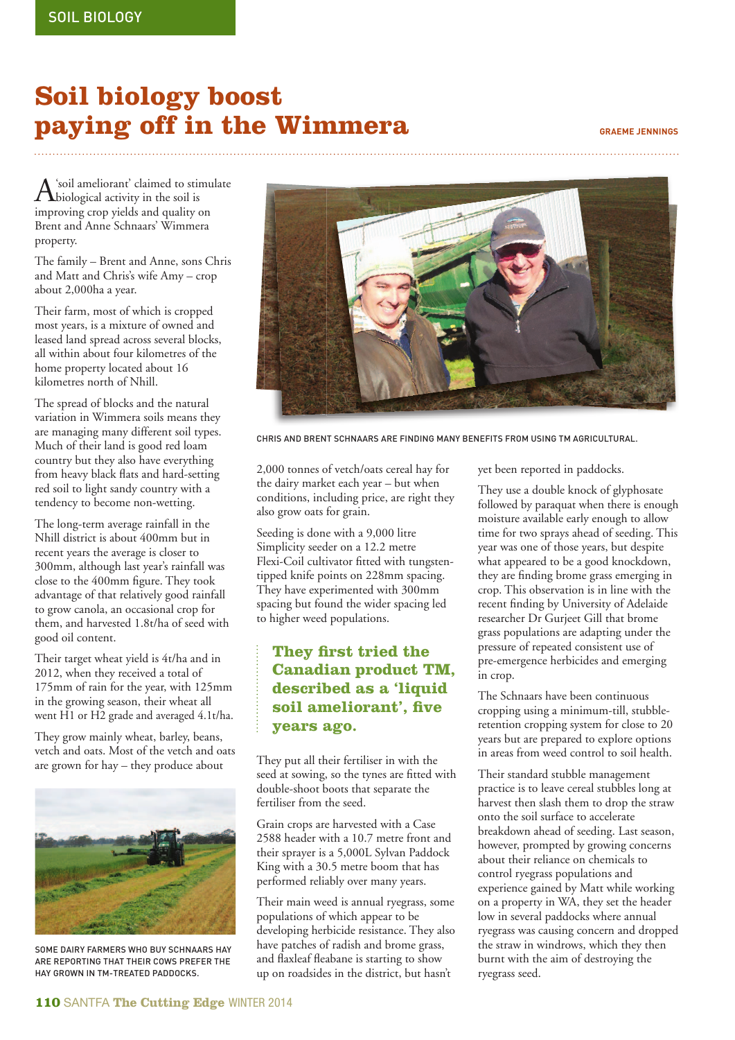SOIL BIOLOGY

# Soil biology boost paying off in the Wimmera

GRAEME JENNINGS

A 'soil ameliorant' claimed to stimulate biological activity in the soil is improving crop yields and quality on Brent and Anne Schnaars' Wimmera property.

The family – Brent and Anne, sons Chris and Matt and Chris's wife Amy – crop about 2,000ha a year.

Their farm, most of which is cropped most years, is a mixture of owned and leased land spread across several blocks, all within about four kilometres of the home property located about 16 kilometres north of Nhill.

The spread of blocks and the natural variation in Wimmera soils means they are managing many different soil types. Much of their land is good red loam country but they also have everything from heavy black flats and hard-setting red soil to light sandy country with a tendency to become non-wetting.

The long-term average rainfall in the Nhill district is about 400mm but in recent years the average is closer to 300mm, although last year's rainfall was close to the 400mm figure. They took advantage of that relatively good rainfall to grow canola, an occasional crop for them, and harvested 1.8t/ha of seed with good oil content.

Their target wheat yield is 4t/ha and in 2012, when they received a total of 175mm of rain for the year, with 125mm in the growing season, their wheat all went H1 or H2 grade and averaged 4.1t/ha.

They grow mainly wheat, barley, beans, vetch and oats. Most of the vetch and oats are grown for hay – they produce about 2,000 tonnes of vetch/oats cereal hay for the dairy market each year – but when conditions, including price, are right they also grow oats for grain.

SOME DAIRY FARMERS WHO BUY SCHNAARS HAY ARE REPORTING THAT THEIR COWS PREFER THE HAY GROWN IN TM-TREATED PADDOCKS.

CHRIS AND BRENT SCHNAARS ARE FINDING MANY BENEFITS FROM USING TM AGRICULTURAL.

Seeding is done with a 9,000 litre Simplicity seeder on a 12.2 metre Flexi-Coil cultivator fitted with tungsten-tipped knife points on 228mm spacing. They have experimented with 300mm spacing but found the wider spacing led to higher weed populations.

**They first tried the Canadian product TM, described as a 'liquid soil ameliorant', five years ago.**

They put all their fertiliser in with the seed at sowing, so the tynes are fitted with double-shoot boots that separate the fertiliser from the seed.

Grain crops are harvested with a Case 2588 header with a 10.7 metre front and their sprayer is a 5,000L Sylvan Paddock King with a 30.5 metre boom that has performed reliably over many years.

Their main weed is annual ryegrass, some populations of which appear to be developing herbicide resistance. They also have patches of radish and brome grass, and flaxleaf fleabane is starting to show up on roadsides in the district, but hasn't yet been reported in paddocks.

They use a double knock of glyphosate followed by paraquat when there is enough moisture available early enough to allow time for two sprays ahead of seeding. This year was one of those years, but despite what appeared to be a good knockdown, they are finding brome grass emerging in crop. This observation is in line with the recent finding by University of Adelaide researcher Dr Gurjeet Gill that brome grass populations are adapting under the pressure of repeated consistent use of pre-emergence herbicides and emerging in crop.

The Schnaars have been continuous cropping using a minimum-till, stubble-retention cropping system for close to 20 years but are prepared to explore options in areas from weed control to soil health.

Their standard stubble management practice is to leave cereal stubbles long at harvest then slash them to drop the straw onto the soil surface to accelerate breakdown ahead of seeding. Last season, however, prompted by growing concerns about their reliance on chemicals to control ryegrass populations and experience gained by Matt while working on a property in WA, they set the header low in several paddocks where annual ryegrass was causing concern and dropped the straw in windrows, which they then burnt with the aim of destroying the ryegrass seed.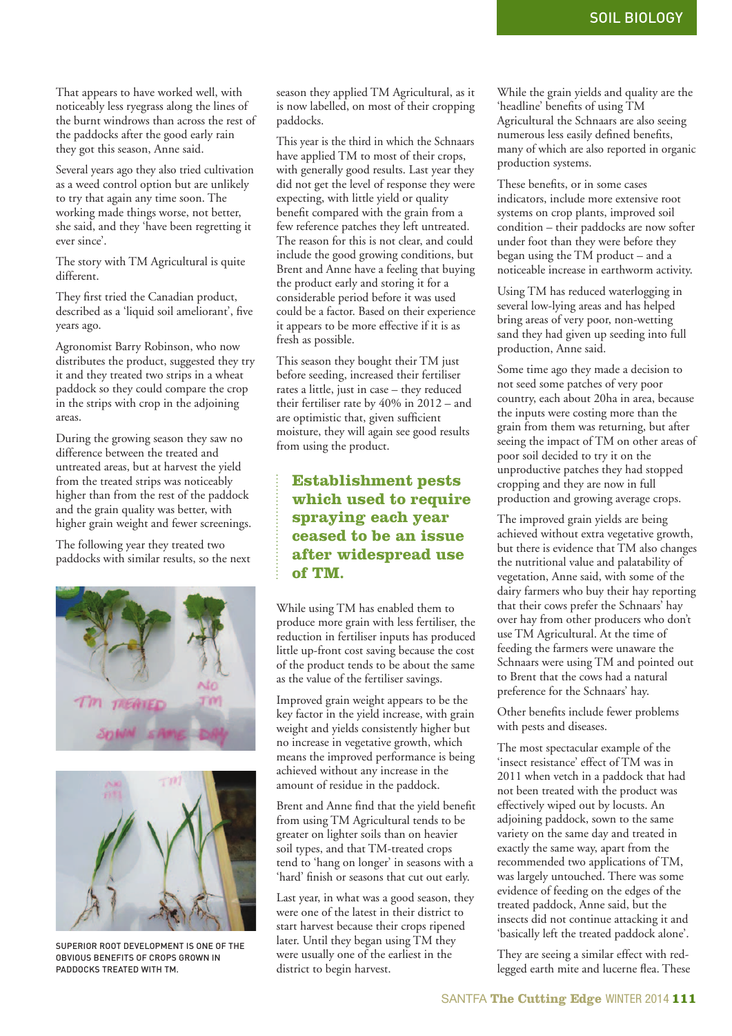That appears to have worked well, with noticeably less ryegrass along the lines of the burnt windrows than across the rest of the paddocks after the good early rain they got this season, Anne said.

Several years ago they also tried cultivation as a weed control option but are unlikely to try that again any time soon. The working made things worse, not better, she said, and they 'have been regretting it ever since'.

The story with TM Agricultural is quite different.

They first tried the Canadian product, described as a 'liquid soil ameliorant', five years ago.

Agronomist Barry Robinson, who now distributes the product, suggested they try it and they treated two strips in a wheat paddock so they could compare the crop in the strips with crop in the adjoining areas.

During the growing season they saw no difference between the treated and untreated areas, but at harvest the yield from the treated strips was noticeably higher than from the rest of the paddock and the grain quality was better, with higher grain weight and fewer screenings.

The following year they treated two paddocks with similar results, so the next season they applied TM Agricultural, as it is now labelled, on most of their cropping paddocks.

SUPERIOR ROOT DEVELOPMENT IS ONE OF THE OBVIOUS BENEFITS OF CROPS GROWN IN PADDOCKS TREATED WITH TM.

This year is the third in which the Schnaars have applied TM to most of their crops, with generally good results. Last year they did not get the level of response they were expecting, with little yield or quality benefit compared with the grain from a few reference patches they left untreated. The reason for this is not clear, and could include the good growing conditions, but Brent and Anne have a feeling that buying the product early and storing it for a considerable period before it was used could be a factor. Based on their experience it appears to be more effective if it is as fresh as possible.

This season they bought their TM just before seeding, increased their fertiliser rates a little, just in case – they reduced their fertiliser rate by 40% in 2012 – and are optimistic that, given sufficient moisture, they will again see good results from using the product.

> **Establishment pests which used to require spraying each year ceased to be an issue after widespread use of TM.**

While using TM has enabled them to produce more grain with less fertiliser, the reduction in fertiliser inputs has produced little up-front cost saving because the cost of the product tends to be about the same as the value of the fertiliser savings.

Improved grain weight appears to be the key factor in the yield increase, with grain weight and yields consistently higher but no increase in vegetative growth, which means the improved performance is being achieved without any increase in the amount of residue in the paddock.

Brent and Anne find that the yield benefit from using TM Agricultural tends to be greater on lighter soils than on heavier soil types, and that TM-treated crops tend to 'hang on longer' in seasons with a 'hard' finish or seasons that cut out early.

Last year, in what was a good season, they were one of the latest in their district to start harvest because their crops ripened later. Until they began using TM they were usually one of the earliest in the district to begin harvest.

While the grain yields and quality are the 'headline' benefits of using TM Agricultural the Schnaars are also seeing numerous less easily defined benefits, many of which are also reported in organic production systems.

These benefits, or in some cases indicators, include more extensive root systems on crop plants, improved soil condition – their paddocks are now softer under foot than they were before they began using the TM product – and a noticeable increase in earthworm activity.

Using TM has reduced waterlogging in several low-lying areas and has helped bring areas of very poor, non-wetting sand they had given up seeding into full production, Anne said.

Some time ago they made a decision to not seed some patches of very poor country, each about 20ha in area, because the inputs were costing more than the grain from them was returning, but after seeing the impact of TM on other areas of poor soil decided to try it on the unproductive patches they had stopped cropping and they are now in full production and growing average crops.

The improved grain yields are being achieved without extra vegetative growth, but there is evidence that TM also changes the nutritional value and palatability of vegetation, Anne said, with some of the dairy farmers who buy their hay reporting that their cows prefer the Schnaars' hay over hay from other producers who don't use TM Agricultural. At the time of feeding the farmers were unaware the Schnaars were using TM and pointed out to Brent that the cows had a natural preference for the Schnaars' hay.

Other benefits include fewer problems with pests and diseases.

The most spectacular example of the 'insect resistance' effect of TM was in 2011 when vetch in a paddock that had not been treated with the product was effectively wiped out by locusts. An adjoining paddock, sown to the same variety on the same day and treated in exactly the same way, apart from the recommended two applications of TM, was largely untouched. There was some evidence of feeding on the edges of the treated paddock, Anne said, but the insects did not continue attacking it and 'basically left the treated paddock alone'.

They are seeing a similar effect with red-legged earth mite and lucerne flea. These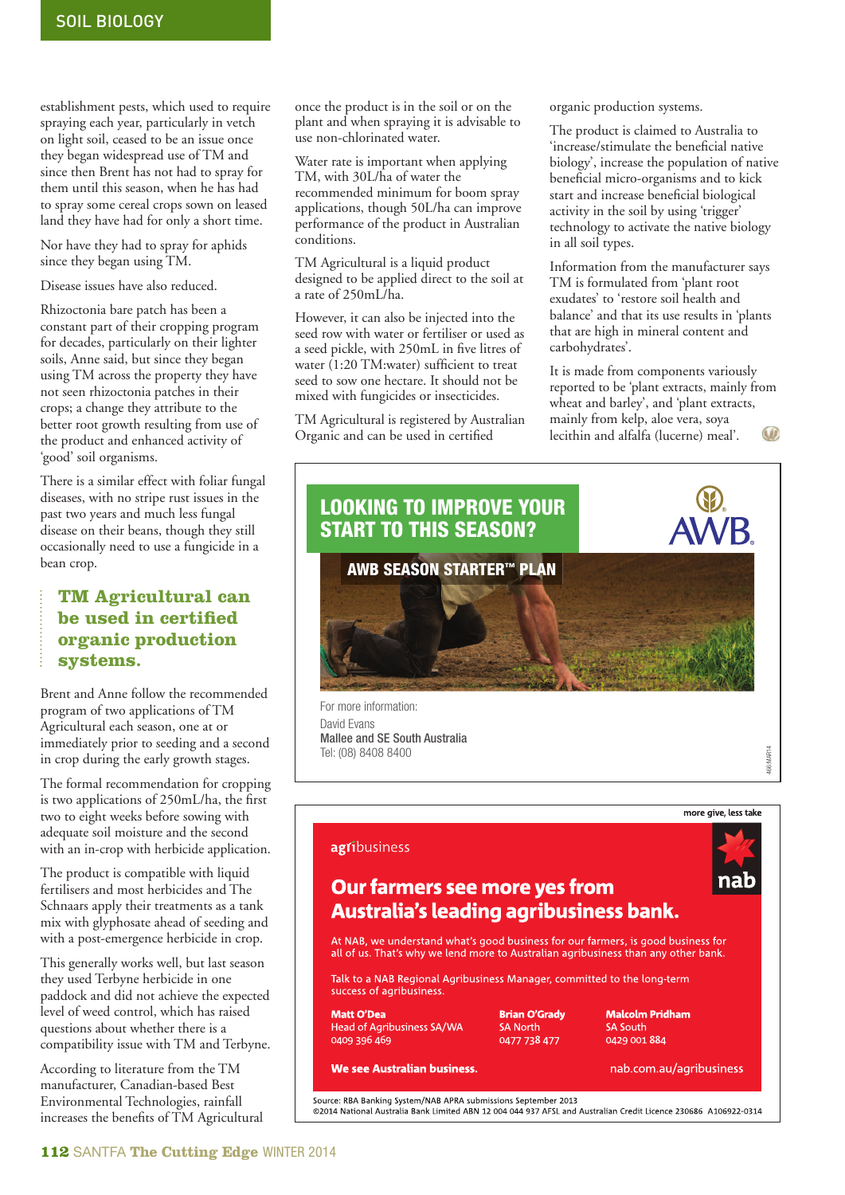establishment pests, which used to require spraying each year, particularly in vetch on light soil, ceased to be an issue once they began widespread use of TM and since then Brent has not had to spray for them until this season, when he has had to spray some cereal crops sown on leased land they have had for only a short time.

Nor have they had to spray for aphids since they began using TM.

Disease issues have also reduced.

Rhizoctonia bare patch has been a constant part of their cropping program for decades, particularly on their lighter soils, Anne said, but since they began using TM across the property they have not seen rhizoctonia patches in their crops; a change they attribute to the better root growth resulting from use of the product and enhanced activity of 'good' soil organisms.

There is a similar effect with foliar fungal diseases, with no stripe rust issues in the past two years and much less fungal disease on their beans, though they still occasionally need to use a fungicide in a bean crop.

> **TM Agricultural can be used in certified organic production systems.**

Brent and Anne follow the recommended program of two applications of TM Agricultural each season, one at or immediately prior to seeding and a second in crop during the early growth stages.

The formal recommendation for cropping is two applications of 250mL/ha, the first two to eight weeks before sowing with adequate soil moisture and the second with an in-crop with herbicide application.

The product is compatible with liquid fertilisers and most herbicides and The Schnaars apply their treatments as a tank mix with glyphosate ahead of seeding and with a post-emergence herbicide in crop.

This generally works well, but last season they used Terbyne herbicide in one paddock and did not achieve the expected level of weed control, which has raised questions about whether there is a compatibility issue with TM and Terbyne.

According to literature from the TM manufacturer, Canadian-based Best Environmental Technologies, rainfall increases the benefits of TM Agricultural once the product is in the soil or on the plant and when spraying it is advisable to use non-chlorinated water.

Water rate is important when applying TM, with 30L/ha of water the recommended minimum for boom spray applications, though 50L/ha can improve performance of the product in Australian conditions.

TM Agricultural is a liquid product designed to be applied direct to the soil at a rate of 250mL/ha.

However, it can also be injected into the seed row with water or fertiliser or used as a seed pickle, with 250mL in five litres of water (1:20 TM:water) sufficient to treat seed to sow one hectare. It should not be mixed with fungicides or insecticides.

TM Agricultural is registered by Australian Organic and can be used in certified organic production systems.

The product is claimed to Australia to 'increase/stimulate the beneficial native biology', increase the population of native beneficial micro-organisms and to kick start and increase beneficial biological activity in the soil by using 'trigger' technology to activate the native biology in all soil types.

Information from the manufacturer says TM is formulated from 'plant root exudates' to 'restore soil health and balance' and that its use results in 'plants that are high in mineral content and carbohydrates'.

It is made from components variously reported to be 'plant extracts, mainly from wheat and barley', and 'plant extracts, mainly from kelp, aloe vera, soya lecithin and alfalfa (lucerne) meal'.

---

**LOOKING TO IMPROVE YOUR START TO THIS SEASON?**

AWB

**AWB SEASON STARTER™ PLAN**

For more information:
David Evans
**Mallee and SE South Australia**
Tel: (08) 8408 8400

---

more give, less take

agribusiness

nab

**Our farmers see more yes from Australia's leading agribusiness bank.**

At NAB, we understand what's good business for our farmers, is good business for all of us. That's why we lend more to Australian agribusiness than any other bank.

Talk to a NAB Regional Agribusiness Manager, committed to the long-term success of agribusiness.

**Matt O'Dea**
Head of Agribusiness SA/WA
0409 396 469

**Brian O'Grady**
SA North
0477 738 477

**Malcolm Pridham**
SA South
0429 001 884

**We see Australian business.**

nab.com.au/agribusiness

Source: RBA Banking System/NAB APRA submissions September 2013
©2014 National Australia Bank Limited ABN 12 004 044 937 AFSL and Australian Credit Licence 230686 A106922-0314